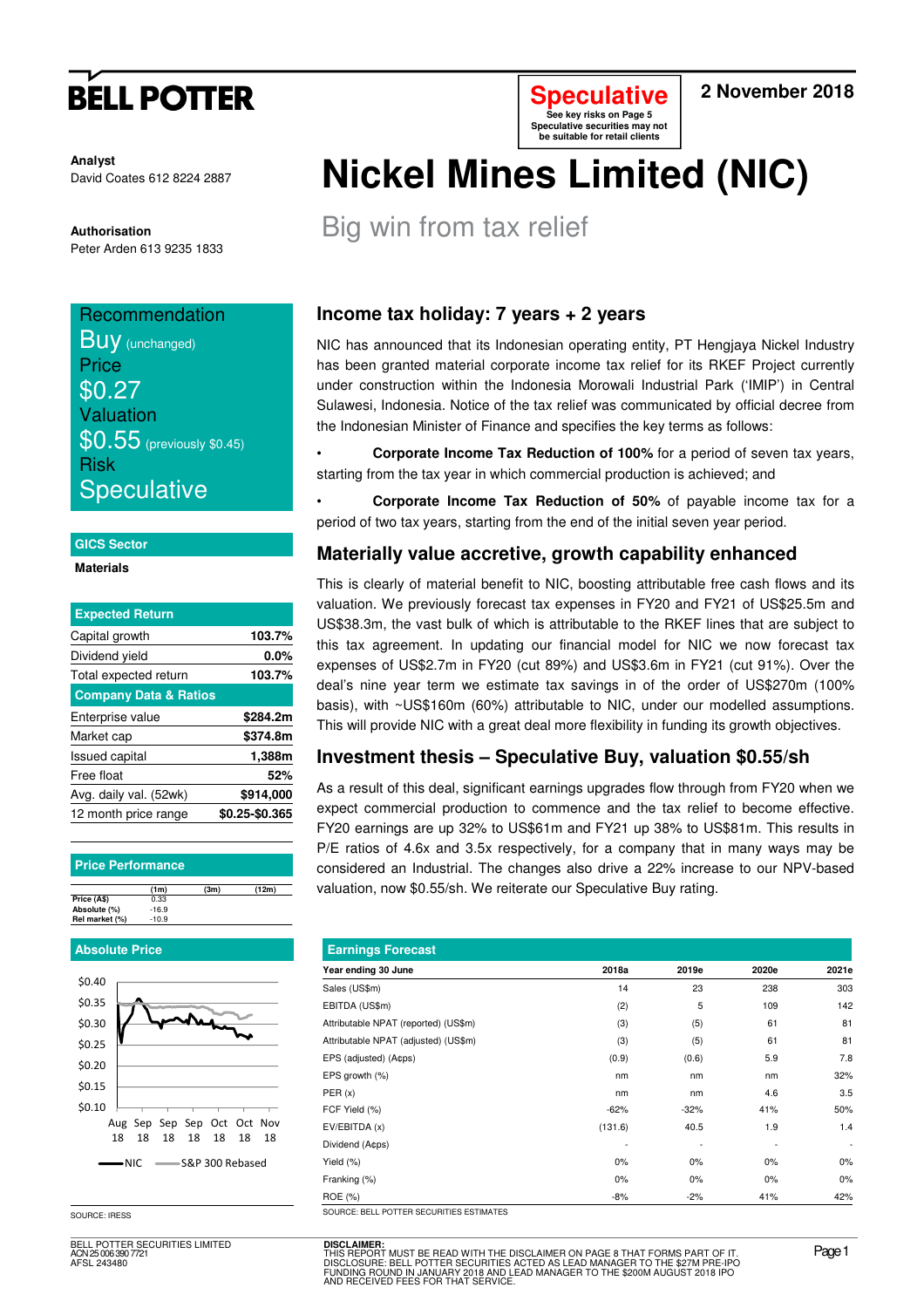**BELL POTTER**

**Speculative**
See key risks on Page 5
Speculative securities may not be suitable for retail clients

**2 November 2018**

**Analyst**
David Coates 612 8224 2887

**Authorisation**
Peter Arden 613 9235 1833

# Nickel Mines Limited (NIC)

## Big win from tax relief

Recommendation
**Buy** (unchanged)
Price
**$0.27**
Valuation
**$0.55** (previously $0.45)
Risk
**Speculative**

**GICS Sector**
**Materials**

| Expected Return | |
|---|---|
| Capital growth | 103.7% |
| Dividend yield | 0.0% |
| Total expected return | 103.7% |
| **Company Data & Ratios** | |
| Enterprise value | $284.2m |
| Market cap | $374.8m |
| Issued capital | 1,388m |
| Free float | 52% |
| Avg. daily val. (52wk) | $914,000 |
| 12 month price range | $0.25-$0.365 |

**Price Performance**

| | (1m) | (3m) | (12m) |
|---|---|---|---|
| Price (A$) | 0.33 | | |
| Absolute (%) | -16.9 | | |
| Rel market (%) | -10.9 | | |

**Absolute Price**

SOURCE: IRESS

### Income tax holiday: 7 years + 2 years

NIC has announced that its Indonesian operating entity, PT Hengjaya Nickel Industry has been granted material corporate income tax relief for its RKEF Project currently under construction within the Indonesia Morowali Industrial Park ('IMIP') in Central Sulawesi, Indonesia. Notice of the tax relief was communicated by official decree from the Indonesian Minister of Finance and specifies the key terms as follows:

- **Corporate Income Tax Reduction of 100%** for a period of seven tax years, starting from the tax year in which commercial production is achieved; and
- **Corporate Income Tax Reduction of 50%** of payable income tax for a period of two tax years, starting from the end of the initial seven year period.

### Materially value accretive, growth capability enhanced

This is clearly of material benefit to NIC, boosting attributable free cash flows and its valuation. We previously forecast tax expenses in FY20 and FY21 of US$25.5m and US$38.3m, the vast bulk of which is attributable to the RKEF lines that are subject to this tax agreement. In updating our financial model for NIC we now forecast tax expenses of US$2.7m in FY20 (cut 89%) and US$3.6m in FY21 (cut 91%). Over the deal's nine year term we estimate tax savings in of the order of US$270m (100% basis), with ~US$160m (60%) attributable to NIC, under our modelled assumptions. This will provide NIC with a great deal more flexibility in funding its growth objectives.

### Investment thesis – Speculative Buy, valuation $0.55/sh

As a result of this deal, significant earnings upgrades flow through from FY20 when we expect commercial production to commence and the tax relief to become effective. FY20 earnings are up 32% to US$61m and FY21 up 38% to US$81m. This results in P/E ratios of 4.6x and 3.5x respectively, for a company that in many ways may be considered an Industrial. The changes also drive a 22% increase to our NPV-based valuation, now $0.55/sh. We reiterate our Speculative Buy rating.

**Earnings Forecast**

| Year ending 30 June | 2018a | 2019e | 2020e | 2021e |
|---|---|---|---|---|
| Sales (US$m) | 14 | 23 | 238 | 303 |
| EBITDA (US$m) | (2) | 5 | 109 | 142 |
| Attributable NPAT (reported) (US$m) | (3) | (5) | 61 | 81 |
| Attributable NPAT (adjusted) (US$m) | (3) | (5) | 61 | 81 |
| EPS (adjusted) (A¢ps) | (0.9) | (0.6) | 5.9 | 7.8 |
| EPS growth (%) | nm | nm | nm | 32% |
| PER (x) | nm | nm | 4.6 | 3.5 |
| FCF Yield (%) | -62% | -32% | 41% | 50% |
| EV/EBITDA (x) | (131.6) | 40.5 | 1.9 | 1.4 |
| Dividend (A¢ps) | - | - | - | - |
| Yield (%) | 0% | 0% | 0% | 0% |
| Franking (%) | 0% | 0% | 0% | 0% |
| ROE (%) | -8% | -2% | 41% | 42% |

SOURCE: BELL POTTER SECURITIES ESTIMATES

BELL POTTER SECURITIES LIMITED
ACN 25 006 390 7721
AFSL 243480

**DISCLAIMER:**
THIS REPORT MUST BE READ WITH THE DISCLAIMER ON PAGE 8 THAT FORMS PART OF IT.
DISCLOSURE: BELL POTTER SECURITIES ACTED AS LEAD MANAGER TO THE $27M PRE-IPO FUNDING ROUND IN JANUARY 2018 AND LEAD MANAGER TO THE $200M AUGUST 2018 IPO AND RECEIVED FEES FOR THAT SERVICE.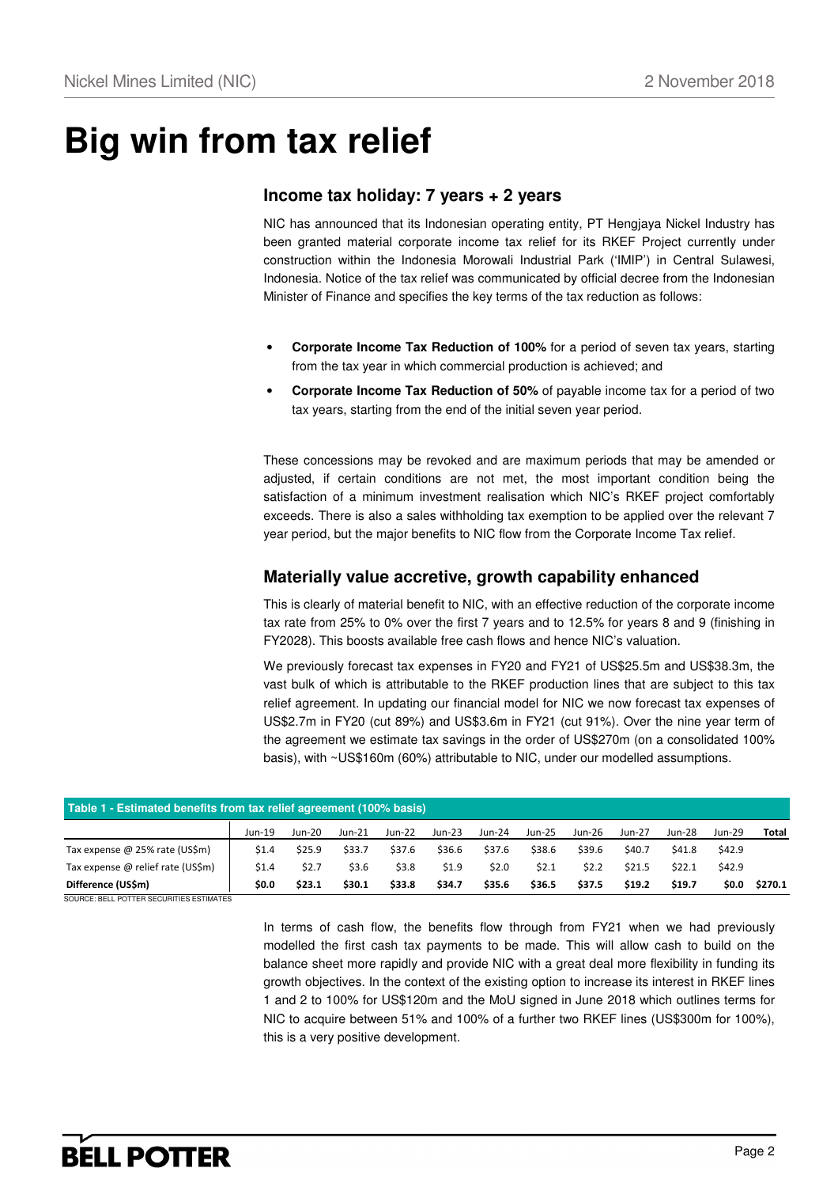# Big win from tax relief

## Income tax holiday: 7 years + 2 years

NIC has announced that its Indonesian operating entity, PT Hengjaya Nickel Industry has been granted material corporate income tax relief for its RKEF Project currently under construction within the Indonesia Morowali Industrial Park ('IMIP') in Central Sulawesi, Indonesia. Notice of the tax relief was communicated by official decree from the Indonesian Minister of Finance and specifies the key terms of the tax reduction as follows:

- **Corporate Income Tax Reduction of 100%** for a period of seven tax years, starting from the tax year in which commercial production is achieved; and
- **Corporate Income Tax Reduction of 50%** of payable income tax for a period of two tax years, starting from the end of the initial seven year period.

These concessions may be revoked and are maximum periods that may be amended or adjusted, if certain conditions are not met, the most important condition being the satisfaction of a minimum investment realisation which NIC's RKEF project comfortably exceeds. There is also a sales withholding tax exemption to be applied over the relevant 7 year period, but the major benefits to NIC flow from the Corporate Income Tax relief.

## Materially value accretive, growth capability enhanced

This is clearly of material benefit to NIC, with an effective reduction of the corporate income tax rate from 25% to 0% over the first 7 years and to 12.5% for years 8 and 9 (finishing in FY2028). This boosts available free cash flows and hence NIC's valuation.

We previously forecast tax expenses in FY20 and FY21 of US$25.5m and US$38.3m, the vast bulk of which is attributable to the RKEF production lines that are subject to this tax relief agreement. In updating our financial model for NIC we now forecast tax expenses of US$2.7m in FY20 (cut 89%) and US$3.6m in FY21 (cut 91%). Over the nine year term of the agreement we estimate tax savings in the order of US$270m (on a consolidated 100% basis), with ~US$160m (60%) attributable to NIC, under our modelled assumptions.

**Table 1 - Estimated benefits from tax relief agreement (100% basis)**

| | Jun-19 | Jun-20 | Jun-21 | Jun-22 | Jun-23 | Jun-24 | Jun-25 | Jun-26 | Jun-27 | Jun-28 | Jun-29 | Total |
|---|---|---|---|---|---|---|---|---|---|---|---|---|
| Tax expense @ 25% rate (US$m) | $1.4 | $25.9 | $33.7 | $37.6 | $36.6 | $37.6 | $38.6 | $39.6 | $40.7 | $41.8 | $42.9 | |
| Tax expense @ relief rate (US$m) | $1.4 | $2.7 | $3.6 | $3.8 | $1.9 | $2.0 | $2.1 | $2.2 | $21.5 | $22.1 | $42.9 | |
| **Difference (US$m)** | **$0.0** | **$23.1** | **$30.1** | **$33.8** | **$34.7** | **$35.6** | **$36.5** | **$37.5** | **$19.2** | **$19.7** | **$0.0** | **$270.1** |

SOURCE: BELL POTTER SECURITIES ESTIMATES

In terms of cash flow, the benefits flow through from FY21 when we had previously modelled the first cash tax payments to be made. This will allow cash to build on the balance sheet more rapidly and provide NIC with a great deal more flexibility in funding its growth objectives. In the context of the existing option to increase its interest in RKEF lines 1 and 2 to 100% for US$120m and the MoU signed in June 2018 which outlines terms for NIC to acquire between 51% and 100% of a further two RKEF lines (US$300m for 100%), this is a very positive development.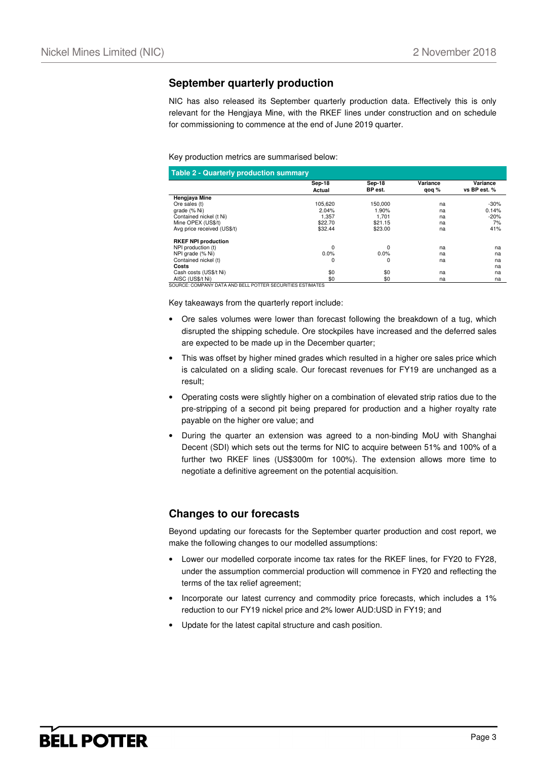## September quarterly production

NIC has also released its September quarterly production data. Effectively this is only relevant for the Hengjaya Mine, with the RKEF lines under construction and on schedule for commissioning to commence at the end of June 2019 quarter.

Key production metrics are summarised below:

**Table 2 - Quarterly production summary**

| | Sep-18 Actual | Sep-18 BP est. | Variance qoq % | Variance vs BP est. % |
|---|---|---|---|---|
| **Hengjaya Mine** | | | | |
| Ore sales (t) | 105,620 | 150,000 | na | -30% |
| grade (% Ni) | 2.04% | 1.90% | na | 0.14% |
| Contained nickel (t Ni) | 1,357 | 1,701 | na | -20% |
| Mine OPEX (US$/t) | $22.70 | $21.15 | na | 7% |
| Avg price received (US$/t) | $32.44 | $23.00 | na | 41% |
| | | | | |
| **RKEF NPI production** | | | | |
| NPI production (t) | 0 | 0 | na | na |
| NPI grade (% Ni) | 0.0% | 0.0% | na | na |
| Contained nickel (t) | 0 | 0 | na | na |
| **Costs** | | | | na |
| Cash costs (US$/t Ni) | $0 | $0 | na | na |
| AISC (US$/t Ni) | $0 | $0 | na | na |

SOURCE: COMPANY DATA AND BELL POTTER SECURITIES ESTIMATES

Key takeaways from the quarterly report include:

- Ore sales volumes were lower than forecast following the breakdown of a tug, which disrupted the shipping schedule. Ore stockpiles have increased and the deferred sales are expected to be made up in the December quarter;
- This was offset by higher mined grades which resulted in a higher ore sales price which is calculated on a sliding scale. Our forecast revenues for FY19 are unchanged as a result;
- Operating costs were slightly higher on a combination of elevated strip ratios due to the pre-stripping of a second pit being prepared for production and a higher royalty rate payable on the higher ore value; and
- During the quarter an extension was agreed to a non-binding MoU with Shanghai Decent (SDI) which sets out the terms for NIC to acquire between 51% and 100% of a further two RKEF lines (US$300m for 100%). The extension allows more time to negotiate a definitive agreement on the potential acquisition.

## Changes to our forecasts

Beyond updating our forecasts for the September quarter production and cost report, we make the following changes to our modelled assumptions:

- Lower our modelled corporate income tax rates for the RKEF lines, for FY20 to FY28, under the assumption commercial production will commence in FY20 and reflecting the terms of the tax relief agreement;
- Incorporate our latest currency and commodity price forecasts, which includes a 1% reduction to our FY19 nickel price and 2% lower AUD:USD in FY19; and
- Update for the latest capital structure and cash position.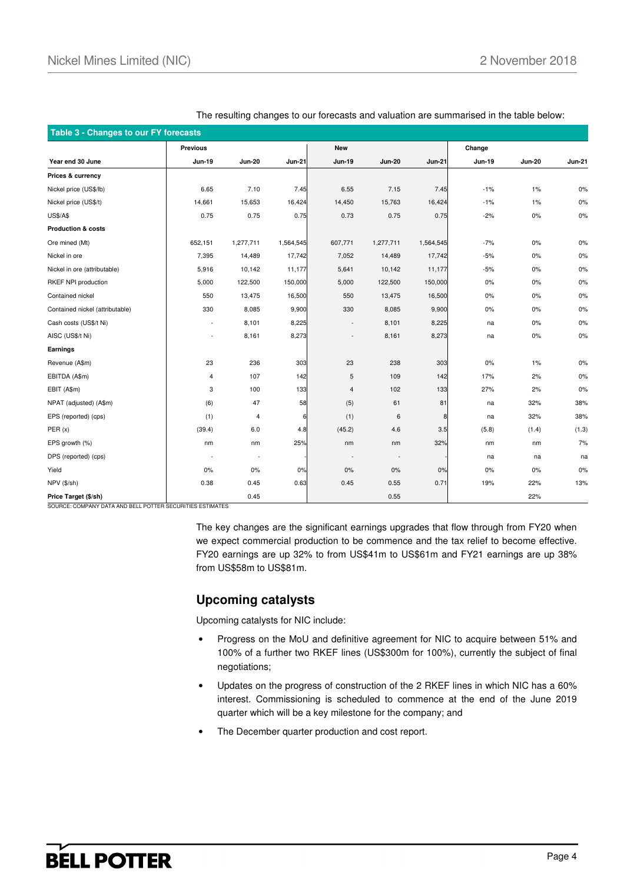The resulting changes to our forecasts and valuation are summarised in the table below:

**Table 3 - Changes to our FY forecasts**

| | Previous | | | New | | | Change | | |
|---|---|---|---|---|---|---|---|---|---|
| **Year end 30 June** | **Jun-19** | **Jun-20** | **Jun-21** | **Jun-19** | **Jun-20** | **Jun-21** | **Jun-19** | **Jun-20** | **Jun-21** |
| **Prices & currency** | | | | | | | | | |
| Nickel price (US$/lb) | 6.65 | 7.10 | 7.45 | 6.55 | 7.15 | 7.45 | -1% | 1% | 0% |
| Nickel price (US$/t) | 14,661 | 15,653 | 16,424 | 14,450 | 15,763 | 16,424 | -1% | 1% | 0% |
| US$/A$ | 0.75 | 0.75 | 0.75 | 0.73 | 0.75 | 0.75 | -2% | 0% | 0% |
| **Production & costs** | | | | | | | | | |
| Ore mined (Mt) | 652,151 | 1,277,711 | 1,564,545 | 607,771 | 1,277,711 | 1,564,545 | -7% | 0% | 0% |
| Nickel in ore | 7,395 | 14,489 | 17,742 | 7,052 | 14,489 | 17,742 | -5% | 0% | 0% |
| Nickel in ore (attributable) | 5,916 | 10,142 | 11,177 | 5,641 | 10,142 | 11,177 | -5% | 0% | 0% |
| RKEF NPI production | 5,000 | 122,500 | 150,000 | 5,000 | 122,500 | 150,000 | 0% | 0% | 0% |
| Contained nickel | 550 | 13,475 | 16,500 | 550 | 13,475 | 16,500 | 0% | 0% | 0% |
| Contained nickel (attributable) | 330 | 8,085 | 9,900 | 330 | 8,085 | 9,900 | 0% | 0% | 0% |
| Cash costs (US$/t Ni) | - | 8,101 | 8,225 | - | 8,101 | 8,225 | na | 0% | 0% |
| AISC (US$/t Ni) | - | 8,161 | 8,273 | - | 8,161 | 8,273 | na | 0% | 0% |
| **Earnings** | | | | | | | | | |
| Revenue (A$m) | 23 | 236 | 303 | 23 | 238 | 303 | 0% | 1% | 0% |
| EBITDA (A$m) | 4 | 107 | 142 | 5 | 109 | 142 | 17% | 2% | 0% |
| EBIT (A$m) | 3 | 100 | 133 | 4 | 102 | 133 | 27% | 2% | 0% |
| NPAT (adjusted) (A$m) | (6) | 47 | 58 | (5) | 61 | 81 | na | 32% | 38% |
| EPS (reported) (cps) | (1) | 4 | 6 | (1) | 6 | 8 | na | 32% | 38% |
| PER (x) | (39.4) | 6.0 | 4.8 | (45.2) | 4.6 | 3.5 | (5.8) | (1.4) | (1.3) |
| EPS growth (%) | nm | nm | 25% | nm | nm | 32% | nm | nm | 7% |
| DPS (reported) (cps) | - | - | - | - | - | - | na | na | na |
| Yield | 0% | 0% | 0% | 0% | 0% | 0% | 0% | 0% | 0% |
| NPV ($/sh) | 0.38 | 0.45 | 0.63 | 0.45 | 0.55 | 0.71 | 19% | 22% | 13% |
| **Price Target ($/sh)** | | 0.45 | | | 0.55 | | | 22% | |

SOURCE: COMPANY DATA AND BELL POTTER SECURITIES ESTIMATES

The key changes are the significant earnings upgrades that flow through from FY20 when we expect commercial production to be commence and the tax relief to become effective. FY20 earnings are up 32% to from US$41m to US$61m and FY21 earnings are up 38% from US$58m to US$81m.

## Upcoming catalysts

Upcoming catalysts for NIC include:

- Progress on the MoU and definitive agreement for NIC to acquire between 51% and 100% of a further two RKEF lines (US$300m for 100%), currently the subject of final negotiations;
- Updates on the progress of construction of the 2 RKEF lines in which NIC has a 60% interest. Commissioning is scheduled to commence at the end of the June 2019 quarter which will be a key milestone for the company; and
- The December quarter production and cost report.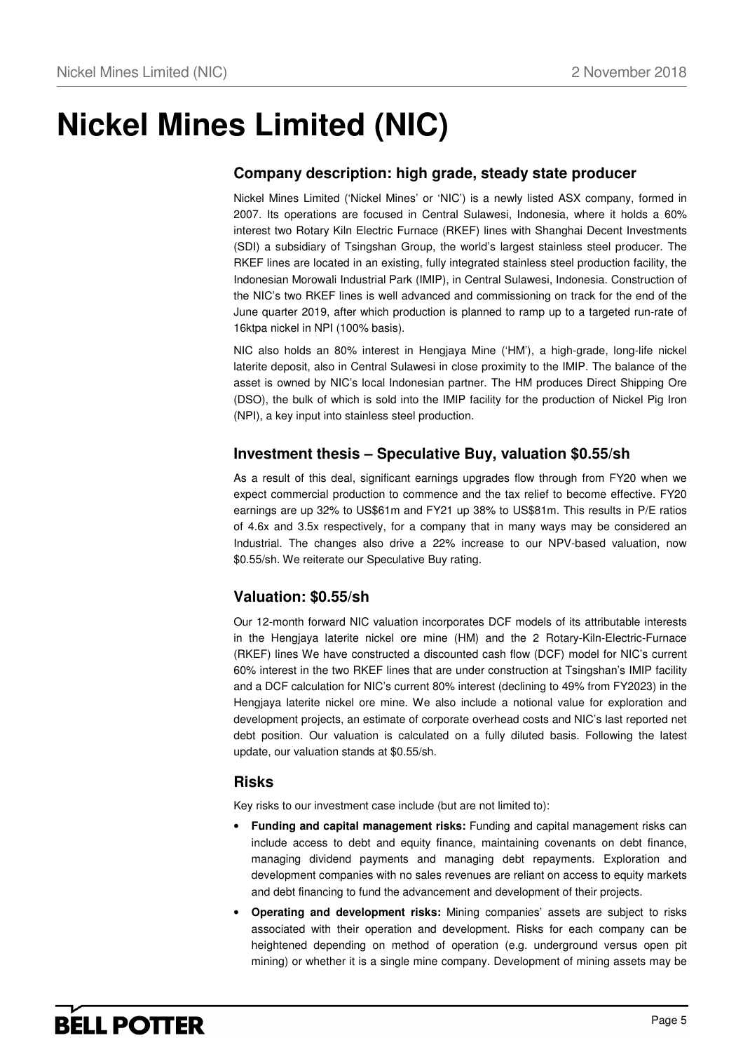# Nickel Mines Limited (NIC)

## Company description: high grade, steady state producer

Nickel Mines Limited ('Nickel Mines' or 'NIC') is a newly listed ASX company, formed in 2007. Its operations are focused in Central Sulawesi, Indonesia, where it holds a 60% interest two Rotary Kiln Electric Furnace (RKEF) lines with Shanghai Decent Investments (SDI) a subsidiary of Tsingshan Group, the world's largest stainless steel producer. The RKEF lines are located in an existing, fully integrated stainless steel production facility, the Indonesian Morowali Industrial Park (IMIP), in Central Sulawesi, Indonesia. Construction of the NIC's two RKEF lines is well advanced and commissioning on track for the end of the June quarter 2019, after which production is planned to ramp up to a targeted run-rate of 16ktpa nickel in NPI (100% basis).

NIC also holds an 80% interest in Hengjaya Mine ('HM'), a high-grade, long-life nickel laterite deposit, also in Central Sulawesi in close proximity to the IMIP. The balance of the asset is owned by NIC's local Indonesian partner. The HM produces Direct Shipping Ore (DSO), the bulk of which is sold into the IMIP facility for the production of Nickel Pig Iron (NPI), a key input into stainless steel production.

## Investment thesis – Speculative Buy, valuation $0.55/sh

As a result of this deal, significant earnings upgrades flow through from FY20 when we expect commercial production to commence and the tax relief to become effective. FY20 earnings are up 32% to US$61m and FY21 up 38% to US$81m. This results in P/E ratios of 4.6x and 3.5x respectively, for a company that in many ways may be considered an Industrial. The changes also drive a 22% increase to our NPV-based valuation, now $0.55/sh. We reiterate our Speculative Buy rating.

## Valuation: $0.55/sh

Our 12-month forward NIC valuation incorporates DCF models of its attributable interests in the Hengjaya laterite nickel ore mine (HM) and the 2 Rotary-Kiln-Electric-Furnace (RKEF) lines We have constructed a discounted cash flow (DCF) model for NIC's current 60% interest in the two RKEF lines that are under construction at Tsingshan's IMIP facility and a DCF calculation for NIC's current 80% interest (declining to 49% from FY2023) in the Hengjaya laterite nickel ore mine. We also include a notional value for exploration and development projects, an estimate of corporate overhead costs and NIC's last reported net debt position. Our valuation is calculated on a fully diluted basis. Following the latest update, our valuation stands at $0.55/sh.

## Risks

Key risks to our investment case include (but are not limited to):

- **Funding and capital management risks:** Funding and capital management risks can include access to debt and equity finance, maintaining covenants on debt finance, managing dividend payments and managing debt repayments. Exploration and development companies with no sales revenues are reliant on access to equity markets and debt financing to fund the advancement and development of their projects.
- **Operating and development risks:** Mining companies' assets are subject to risks associated with their operation and development. Risks for each company can be heightened depending on method of operation (e.g. underground versus open pit mining) or whether it is a single mine company. Development of mining assets may be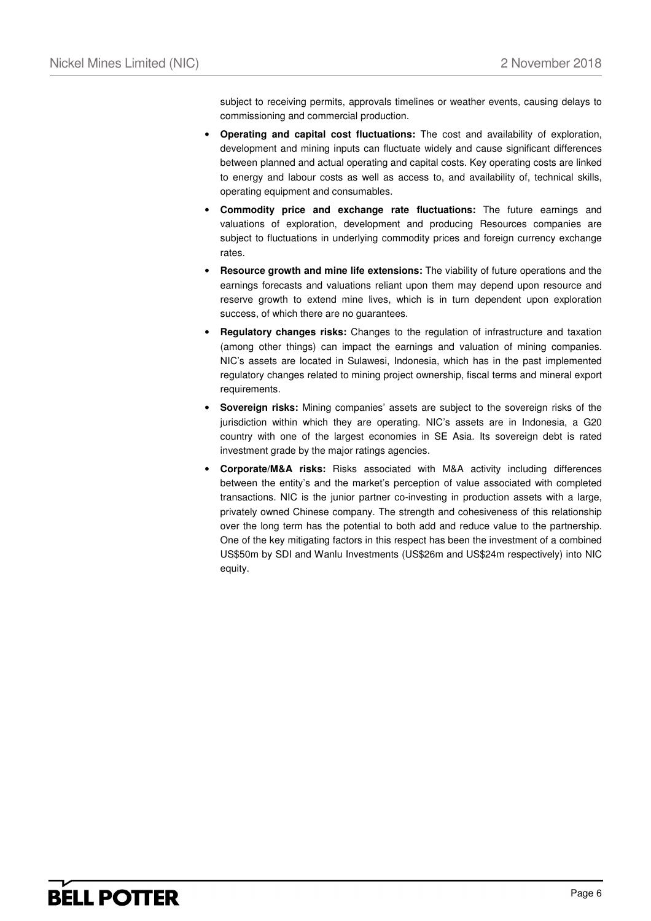subject to receiving permits, approvals timelines or weather events, causing delays to commissioning and commercial production.

- **Operating and capital cost fluctuations:** The cost and availability of exploration, development and mining inputs can fluctuate widely and cause significant differences between planned and actual operating and capital costs. Key operating costs are linked to energy and labour costs as well as access to, and availability of, technical skills, operating equipment and consumables.
- **Commodity price and exchange rate fluctuations:** The future earnings and valuations of exploration, development and producing Resources companies are subject to fluctuations in underlying commodity prices and foreign currency exchange rates.
- **Resource growth and mine life extensions:** The viability of future operations and the earnings forecasts and valuations reliant upon them may depend upon resource and reserve growth to extend mine lives, which is in turn dependent upon exploration success, of which there are no guarantees.
- **Regulatory changes risks:** Changes to the regulation of infrastructure and taxation (among other things) can impact the earnings and valuation of mining companies. NIC's assets are located in Sulawesi, Indonesia, which has in the past implemented regulatory changes related to mining project ownership, fiscal terms and mineral export requirements.
- **Sovereign risks:** Mining companies' assets are subject to the sovereign risks of the jurisdiction within which they are operating. NIC's assets are in Indonesia, a G20 country with one of the largest economies in SE Asia. Its sovereign debt is rated investment grade by the major ratings agencies.
- **Corporate/M&A risks:** Risks associated with M&A activity including differences between the entity's and the market's perception of value associated with completed transactions. NIC is the junior partner co-investing in production assets with a large, privately owned Chinese company. The strength and cohesiveness of this relationship over the long term has the potential to both add and reduce value to the partnership. One of the key mitigating factors in this respect has been the investment of a combined US$50m by SDI and Wanlu Investments (US$26m and US$24m respectively) into NIC equity.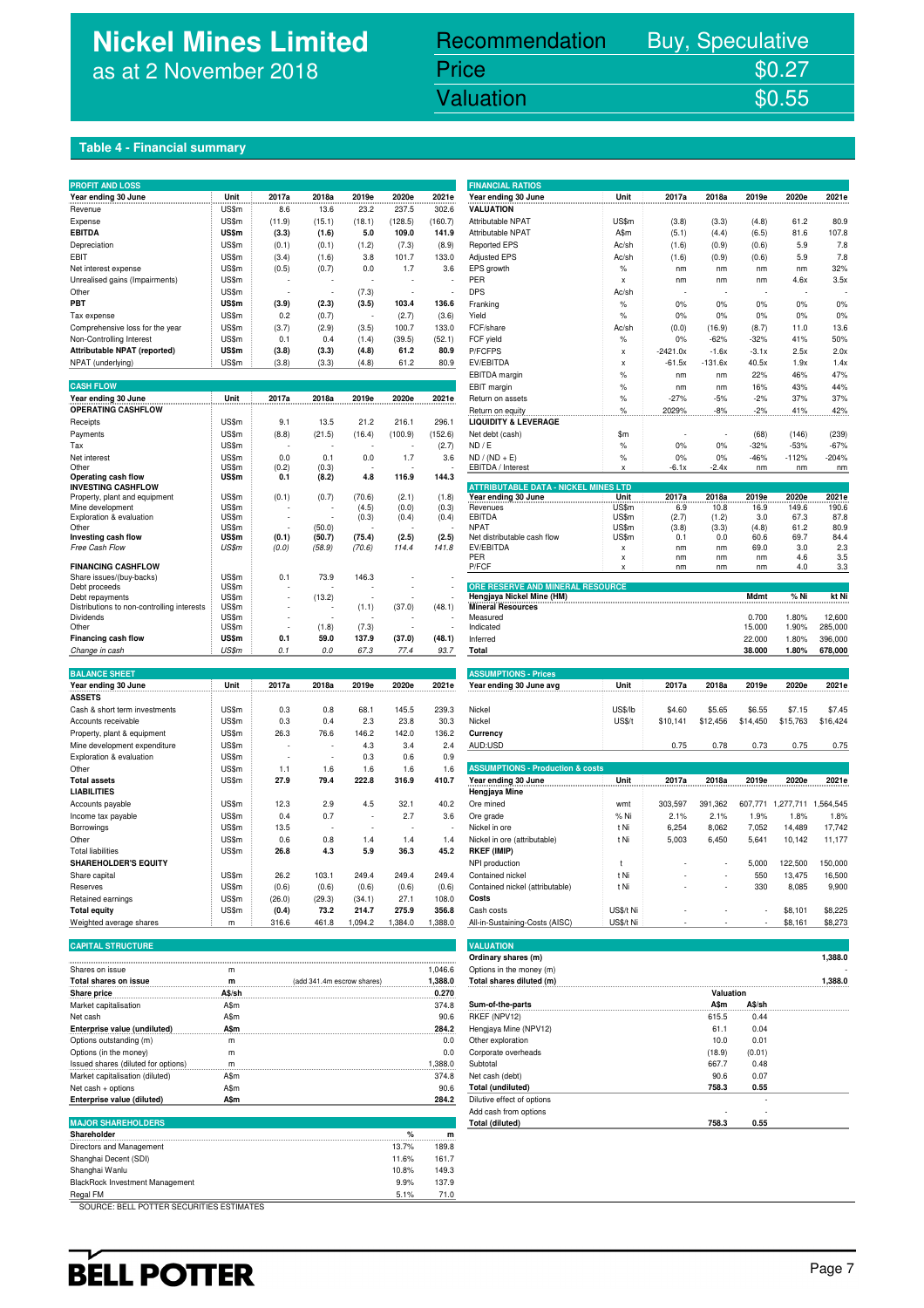# Nickel Mines Limited
as at 2 November 2018

| Recommendation | Buy, Speculative |
|---|---|
| Price | $0.27 |
| Valuation | $0.55 |

## Table 4 - Financial summary

**PROFIT AND LOSS**

| Year ending 30 June | Unit | 2017a | 2018a | 2019e | 2020e | 2021e |
|---|---|---|---|---|---|---|
| Revenue | US$m | 8.6 | 13.6 | 23.2 | 237.5 | 302.6 |
| Expense | US$m | (11.9) | (15.1) | (18.1) | (128.5) | (160.7) |
| **EBITDA** | **US$m** | **(3.3)** | **(1.6)** | **5.0** | **109.0** | **141.9** |
| Depreciation | US$m | (0.1) | (0.1) | (1.2) | (7.3) | (8.9) |
| EBIT | US$m | (3.4) | (1.6) | 3.8 | 101.7 | 133.0 |
| Net interest expense | US$m | (0.5) | (0.7) | 0.0 | 1.7 | 3.6 |
| Unrealised gains (Impairments) | US$m | - | - | - | - | - |
| Other | US$m | - | - | (7.3) | - | - |
| **PBT** | **US$m** | **(3.9)** | **(2.3)** | **(3.5)** | **103.4** | **136.6** |
| Tax expense | US$m | 0.2 | (0.7) | - | (2.7) | (3.6) |
| Comprehensive loss for the year | US$m | (3.7) | (2.9) | (3.5) | 100.7 | 133.0 |
| Non-Controlling Interest | US$m | 0.1 | 0.4 | (1.4) | (39.5) | (52.1) |
| **Attributable NPAT (reported)** | **US$m** | **(3.8)** | **(3.3)** | **(4.8)** | **61.2** | **80.9** |
| NPAT (underlying) | US$m | (3.8) | (3.3) | (4.8) | 61.2 | 80.9 |

**CASH FLOW**

| Year ending 30 June | Unit | 2017a | 2018a | 2019e | 2020e | 2021e |
|---|---|---|---|---|---|---|
| **OPERATING CASHFLOW** | | | | | | |
| Receipts | US$m | 9.1 | 13.5 | 21.2 | 216.1 | 296.1 |
| Payments | US$m | (8.8) | (21.5) | (16.4) | (100.9) | (152.6) |
| Tax | US$m | - | - | - | - | (2.7) |
| Net interest | US$m | 0.0 | 0.1 | 0.0 | 1.7 | 3.6 |
| Other | US$m | (0.2) | (0.3) | - | - | - |
| **Operating cash flow** | **US$m** | **0.1** | **(8.2)** | **4.8** | **116.9** | **144.3** |
| **INVESTING CASHFLOW** | | | | | | |
| Property, plant and equipment | US$m | (0.1) | (0.7) | (70.6) | (2.1) | (1.8) |
| Mine development | US$m | - | - | (4.5) | (0.0) | (0.3) |
| Exploration & evaluation | US$m | - | - | (0.3) | (0.4) | (0.4) |
| Other | US$m | - | (50.0) | - | - | - |
| **Investing cash flow** | **US$m** | **(0.1)** | **(50.7)** | **(75.4)** | **(2.5)** | **(2.5)** |
| *Free Cash Flow* | *US$m* | *(0.0)* | *(58.9)* | *(70.6)* | *114.4* | *141.8* |
| **FINANCING CASHFLOW** | | | | | | |
| Share issues/(buy-backs) | US$m | 0.1 | 73.9 | 146.3 | - | - |
| Debt proceeds | US$m | - | - | - | - | - |
| Debt repayments | US$m | - | (13.2) | - | - | - |
| Distributions to non-controlling interests | US$m | - | - | (1.1) | (37.0) | (48.1) |
| Dividends | US$m | - | - | - | - | - |
| Other | US$m | - | (1.8) | (7.3) | - | - |
| **Financing cash flow** | **US$m** | **0.1** | **59.0** | **137.9** | **(37.0)** | **(48.1)** |
| *Change in cash* | *US$m* | *0.1* | *0.0* | *67.3* | *77.4* | *93.7* |

**BALANCE SHEET**

| Year ending 30 June | Unit | 2017a | 2018a | 2019e | 2020e | 2021e |
|---|---|---|---|---|---|---|
| **ASSETS** | | | | | | |
| Cash & short term investments | US$m | 0.3 | 0.8 | 68.1 | 145.5 | 239.3 |
| Accounts receivable | US$m | 0.3 | 0.4 | 2.3 | 23.8 | 30.3 |
| Property, plant & equipment | US$m | 26.3 | 76.6 | 146.2 | 142.0 | 136.2 |
| Mine development expenditure | US$m | - | - | 4.3 | 3.4 | 2.4 |
| Exploration & evaluation | US$m | - | - | 0.3 | 0.6 | 0.9 |
| Other | US$m | 1.1 | 1.6 | 1.6 | 1.6 | 1.6 |
| **Total assets** | **US$m** | **27.9** | **79.4** | **222.8** | **316.9** | **410.7** |
| **LIABILITIES** | | | | | | |
| Accounts payable | US$m | 12.3 | 2.9 | 4.5 | 32.1 | 40.2 |
| Income tax payable | US$m | 0.4 | 0.7 | - | 2.7 | 3.6 |
| Borrowings | US$m | 13.5 | - | - | - | - |
| Other | US$m | 0.6 | 0.8 | 1.4 | 1.4 | 1.4 |
| Total liabilities | US$m | 26.8 | 4.3 | 5.9 | 36.3 | 45.2 |
| **SHAREHOLDER'S EQUITY** | | | | | | |
| Share capital | US$m | 26.2 | 103.1 | 249.4 | 249.4 | 249.4 |
| Reserves | US$m | (0.6) | (0.6) | (0.6) | (0.6) | (0.6) |
| Retained earnings | US$m | (26.0) | (29.3) | (34.1) | 27.1 | 108.0 |
| **Total equity** | **US$m** | **(0.4)** | **73.2** | **214.7** | **275.9** | **356.8** |
| Weighted average shares | m | 316.6 | 461.8 | 1,094.2 | 1,384.0 | 1,388.0 |

**CAPITAL STRUCTURE**

| | | | |
|---|---|---|---|
| Shares on issue | m | | 1,046.6 |
| **Total shares on issue** | **m** | (add 341.4m escrow shares) | **1,388.0** |
| **Share price** | **A$/sh** | | **0.270** |
| Market capitalisation | A$m | | 374.8 |
| Net cash | A$m | | 90.6 |
| **Enterprise value (undiluted)** | **A$m** | | **284.2** |
| Options outstanding (m) | m | | 0.0 |
| Options (in the money) | m | | 0.0 |
| Issued shares (diluted for options) | m | | 1,388.0 |
| Market capitalisation (diluted) | A$m | | 374.8 |
| Net cash + options | A$m | | 90.6 |
| **Enterprise value (diluted)** | **A$m** | | **284.2** |

**MAJOR SHAREHOLDERS**

| Shareholder | % | m |
|---|---|---|
| Directors and Management | 13.7% | 189.8 |
| Shanghai Decent (SDI) | 11.6% | 161.7 |
| Shanghai Wanlu | 10.8% | 149.3 |
| BlackRock Investment Management | 9.9% | 137.9 |
| Regal FM | 5.1% | 71.0 |

**FINANCIAL RATIOS**

| Year ending 30 June | Unit | 2017a | 2018a | 2019e | 2020e | 2021e |
|---|---|---|---|---|---|---|
| **VALUATION** | | | | | | |
| Attributable NPAT | US$m | (3.8) | (3.3) | (4.8) | 61.2 | 80.9 |
| Attributable NPAT | A$m | (5.1) | (4.4) | (6.5) | 81.6 | 107.8 |
| Reported EPS | Ac/sh | (1.6) | (0.9) | (0.6) | 5.9 | 7.8 |
| Adjusted EPS | Ac/sh | (1.6) | (0.9) | (0.6) | 5.9 | 7.8 |
| EPS growth | % | nm | nm | nm | nm | 32% |
| PER | x | nm | nm | nm | 4.6x | 3.5x |
| DPS | Ac/sh | - | - | - | - | - |
| Franking | % | 0% | 0% | 0% | 0% | 0% |
| Yield | % | 0% | 0% | 0% | 0% | 0% |
| FCF/share | Ac/sh | (0.0) | (16.9) | (8.7) | 11.0 | 13.6 |
| FCF yield | % | 0% | -62% | -32% | 41% | 50% |
| P/FCFPS | x | -2421.0x | -1.6x | -3.1x | 2.5x | 2.0x |
| EV/EBITDA | x | -61.5x | -131.6x | 40.5x | 1.9x | 1.4x |
| EBITDA margin | % | nm | nm | 22% | 46% | 47% |
| EBIT margin | % | nm | nm | 16% | 43% | 44% |
| Return on assets | % | -27% | -5% | -2% | 37% | 37% |
| Return on equity | % | 2029% | -8% | -2% | 41% | 42% |
| **LIQUIDITY & LEVERAGE** | | | | | | |
| Net debt (cash) | $m | - | - | (68) | (146) | (239) |
| ND / E | % | 0% | 0% | -32% | -53% | -67% |
| ND / (ND + E) | % | 0% | 0% | -46% | -112% | -204% |
| EBITDA / Interest | x | -6.1x | -2.4x | nm | nm | nm |

**ATTRIBUTABLE DATA - NICKEL MINES LTD**

| Year ending 30 June | Unit | 2017a | 2018a | 2019e | 2020e | 2021e |
|---|---|---|---|---|---|---|
| Revenues | US$m | 6.9 | 10.8 | 16.9 | 149.6 | 190.6 |
| EBITDA | US$m | (2.7) | (1.2) | 3.0 | 67.3 | 87.8 |
| NPAT | US$m | (3.8) | (3.3) | (4.8) | 61.2 | 80.9 |
| Net distributable cash flow | US$m | 0.1 | 0.0 | 60.6 | 69.7 | 84.4 |
| EV/EBITDA | x | nm | nm | 69.0 | 3.0 | 2.3 |
| PER | x | nm | nm | nm | 4.6 | 3.5 |
| P/FCF | x | nm | nm | nm | 4.0 | 3.3 |

**ORE RESERVE AND MINERAL RESOURCE**

| Hengjaya Nickel Mine (HM) | Mdmt | % Ni | kt Ni |
|---|---|---|---|
| **Mineral Resources** | | | |
| Measured | 0.700 | 1.80% | 12,600 |
| Indicated | 15.000 | 1.90% | 285,000 |
| Inferred | 22.000 | 1.80% | 396,000 |
| **Total** | **38.000** | **1.80%** | **678,000** |

**ASSUMPTIONS - Prices**

| Year ending 30 June avg | Unit | 2017a | 2018a | 2019e | 2020e | 2021e |
|---|---|---|---|---|---|---|
| Nickel | US$/lb | $4.60 | $5.65 | $6.55 | $7.15 | $7.45 |
| Nickel | US$/t | $10,141 | $12,456 | $14,450 | $15,763 | $16,424 |
| **Currency** | | | | | | |
| AUD:USD | | 0.75 | 0.78 | 0.73 | 0.75 | 0.75 |

**ASSUMPTIONS - Production & costs**

| Year ending 30 June | Unit | 2017a | 2018a | 2019e | 2020e | 2021e |
|---|---|---|---|---|---|---|
| **Hengjaya Mine** | | | | | | |
| Ore mined | wmt | 303,597 | 391,362 | 607,771 | 1,277,711 | 1,564,545 |
| Ore grade | % Ni | 2.1% | 2.1% | 1.9% | 1.8% | 1.8% |
| Nickel in ore | t Ni | 6,254 | 8,062 | 7,052 | 14,489 | 17,742 |
| Nickel in ore (attributable) | t Ni | 5,003 | 6,450 | 5,641 | 10,142 | 11,177 |
| **RKEF (IMIP)** | | | | | | |
| NPI production | t | - | - | 5,000 | 122,500 | 150,000 |
| Contained nickel | t Ni | - | - | 550 | 13,475 | 16,500 |
| Contained nickel (attributable) | t Ni | - | - | 330 | 8,085 | 9,900 |
| **Costs** | | | | | | |
| Cash costs | US$/t Ni | - | - | - | $8,101 | $8,225 |
| All-in-Sustaining-Costs (AISC) | US$/t Ni | - | - | - | $8,161 | $8,273 |

**VALUATION**

| | | |
|---|---|---|
| Ordinary shares (m) | | 1,388.0 |
| Options in the money (m) | | - |
| **Total shares diluted (m)** | | **1,388.0** |

| Sum-of-the-parts | Valuation A$m | A$/sh |
|---|---|---|
| RKEF (NPV12) | 615.5 | 0.44 |
| Hengjaya Mine (NPV12) | 61.1 | 0.04 |
| Other exploration | 10.0 | 0.01 |
| Corporate overheads | (18.9) | (0.01) |
| Subtotal | 667.7 | 0.48 |
| Net cash (debt) | 90.6 | 0.07 |
| **Total (undiluted)** | **758.3** | **0.55** |
| Dilutive effect of options | | - |
| Add cash from options | - | - |
| **Total (diluted)** | **758.3** | **0.55** |

SOURCE: BELL POTTER SECURITIES ESTIMATES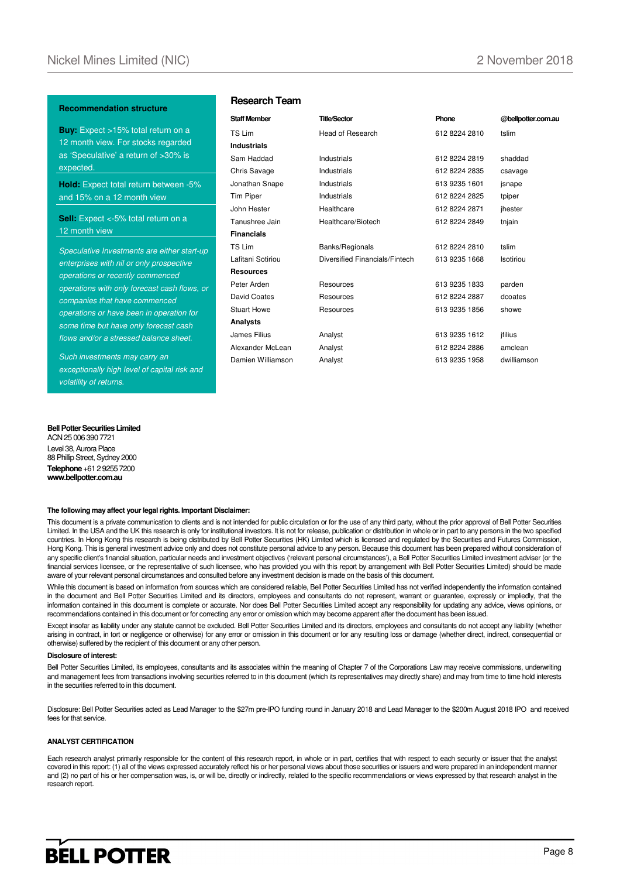**Recommendation structure**

**Buy:** Expect >15% total return on a 12 month view. For stocks regarded as 'Speculative' a return of >30% is expected.

**Hold:** Expect total return between -5% and 15% on a 12 month view

**Sell:** Expect <-5% total return on a 12 month view

*Speculative Investments are either start-up enterprises with nil or only prospective operations or recently commenced operations with only forecast cash flows, or companies that have commenced operations or have been in operation for some time but have only forecast cash flows and/or a stressed balance sheet.*

*Such investments may carry an exceptionally high level of capital risk and volatility of returns.*

## Research Team

| Staff Member | Title/Sector | Phone | @bellpotter.com.au |
|---|---|---|---|
| TS Lim | Head of Research | 612 8224 2810 | tslim |
| **Industrials** | | | |
| Sam Haddad | Industrials | 612 8224 2819 | shaddad |
| Chris Savage | Industrials | 612 8224 2835 | csavage |
| Jonathan Snape | Industrials | 613 9235 1601 | jsnape |
| Tim Piper | Industrials | 612 8224 2825 | tpiper |
| John Hester | Healthcare | 612 8224 2871 | jhester |
| Tanushree Jain | Healthcare/Biotech | 612 8224 2849 | tnjain |
| **Financials** | | | |
| TS Lim | Banks/Regionals | 612 8224 2810 | tslim |
| Lafitani Sotiriou | Diversified Financials/Fintech | 613 9235 1668 | lsotiriou |
| **Resources** | | | |
| Peter Arden | Resources | 613 9235 1833 | parden |
| David Coates | Resources | 612 8224 2887 | dcoates |
| Stuart Howe | Resources | 613 9235 1856 | showe |
| **Analysts** | | | |
| James Filius | Analyst | 613 9235 1612 | jfilius |
| Alexander McLean | Analyst | 612 8224 2886 | amclean |
| Damien Williamson | Analyst | 613 9235 1958 | dwilliamson |

**Bell Potter Securities Limited**
ACN 25 006 390 7721
Level 38, Aurora Place
88 Phillip Street, Sydney 2000
**Telephone** +61 2 9255 7200
**www.bellpotter.com.au**

**The following may affect your legal rights. Important Disclaimer:**

This document is a private communication to clients and is not intended for public circulation or for the use of any third party, without the prior approval of Bell Potter Securities Limited. In the USA and the UK this research is only for institutional investors. It is not for release, publication or distribution in whole or in part to any persons in the two specified countries. In Hong Kong this research is being distributed by Bell Potter Securities (HK) Limited which is licensed and regulated by the Securities and Futures Commission, Hong Kong. This is general investment advice only and does not constitute personal advice to any person. Because this document has been prepared without consideration of any specific client's financial situation, particular needs and investment objectives ('relevant personal circumstances'), a Bell Potter Securities Limited investment adviser (or the financial services licensee, or the representative of such licensee, who has provided you with this report by arrangement with Bell Potter Securities Limited) should be made aware of your relevant personal circumstances and consulted before any investment decision is made on the basis of this document.

While this document is based on information from sources which are considered reliable, Bell Potter Securities Limited has not verified independently the information contained in the document and Bell Potter Securities Limited and its directors, employees and consultants do not represent, warrant or guarantee, expressly or impliedly, that the information contained in this document is complete or accurate. Nor does Bell Potter Securities Limited accept any responsibility for updating any advice, views opinions, or recommendations contained in this document or for correcting any error or omission which may become apparent after the document has been issued.

Except insofar as liability under any statute cannot be excluded. Bell Potter Securities Limited and its directors, employees and consultants do not accept any liability (whether arising in contract, in tort or negligence or otherwise) for any error or omission in this document or for any resulting loss or damage (whether direct, indirect, consequential or otherwise) suffered by the recipient of this document or any other person.

**Disclosure of interest:**

Bell Potter Securities Limited, its employees, consultants and its associates within the meaning of Chapter 7 of the Corporations Law may receive commissions, underwriting and management fees from transactions involving securities referred to in this document (which its representatives may directly share) and may from time to time hold interests in the securities referred to in this document.

Disclosure: Bell Potter Securities acted as Lead Manager to the $27m pre-IPO funding round in January 2018 and Lead Manager to the $200m August 2018 IPO and received fees for that service.

**ANALYST CERTIFICATION**

Each research analyst primarily responsible for the content of this research report, in whole or in part, certifies that with respect to each security or issuer that the analyst covered in this report: (1) all of the views expressed accurately reflect his or her personal views about those securities or issuers and were prepared in an independent manner and (2) no part of his or her compensation was, is, or will be, directly or indirectly, related to the specific recommendations or views expressed by that research analyst in the research report.